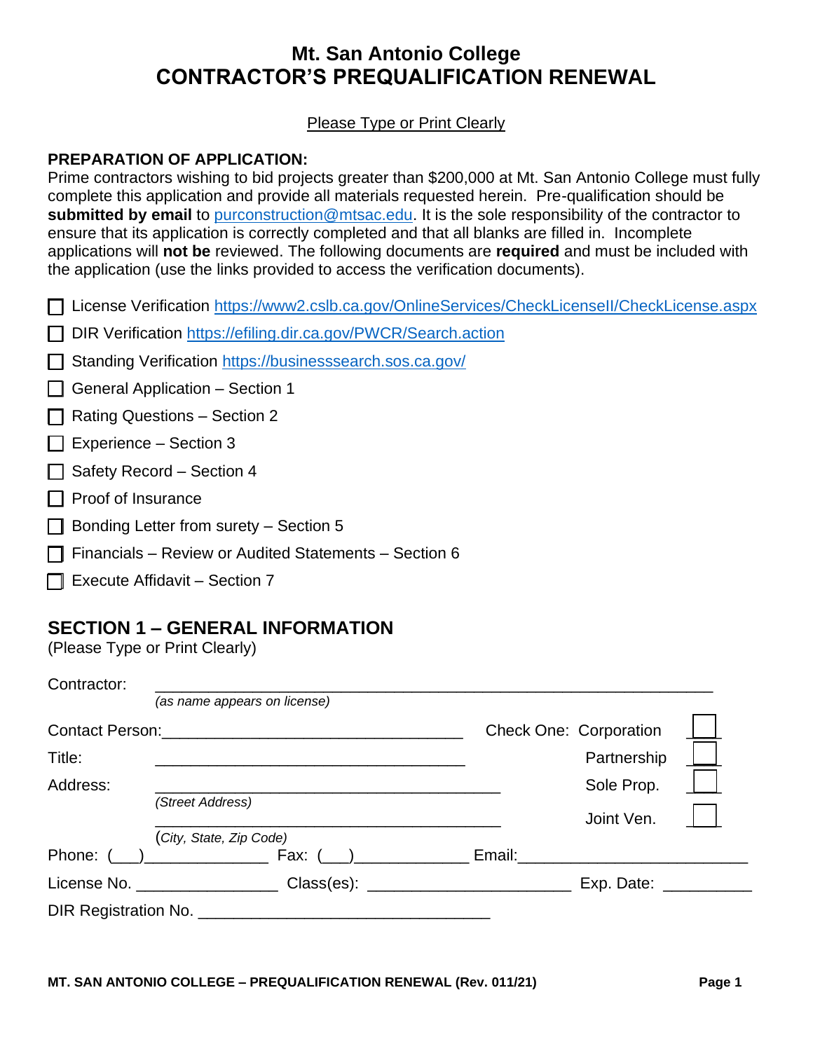# Mt. San Antonio College
# CONTRACTOR'S PREQUALIFICATION RENEWAL

Please Type or Print Clearly

**PREPARATION OF APPLICATION:**
Prime contractors wishing to bid projects greater than $200,000 at Mt. San Antonio College must fully complete this application and provide all materials requested herein. Pre-qualification should be **submitted by email** to purconstruction@mtsac.edu. It is the sole responsibility of the contractor to ensure that its application is correctly completed and that all blanks are filled in. Incomplete applications will **not be** reviewed. The following documents are **required** and must be included with the application (use the links provided to access the verification documents).

- ☐ License Verification https://www2.cslb.ca.gov/OnlineServices/CheckLicenseII/CheckLicense.aspx
- ☐ DIR Verification https://efiling.dir.ca.gov/PWCR/Search.action
- ☐ Standing Verification https://businesssearch.sos.ca.gov/
- ☐ General Application – Section 1
- ☐ Rating Questions – Section 2
- ☐ Experience – Section 3
- ☐ Safety Record – Section 4
- ☐ Proof of Insurance
- ☐ Bonding Letter from surety – Section 5
- ☐ Financials – Review or Audited Statements – Section 6
- ☐ Execute Affidavit – Section 7

## SECTION 1 – GENERAL INFORMATION

(Please Type or Print Clearly)

Contractor: ____________________________________________________________
*(as name appears on license)*

Contact Person: ______________________________ Check One: Corporation ☐

Title: ______________________________ Partnership ☐

Address: ______________________________ Sole Prop. ☐
*(Street Address)*

______________________________ Joint Ven. ☐
*(City, State, Zip Code)*

Phone: (___)______________ Fax: (___)____________ Email:_________________________

License No. ________________ Class(es): ______________________ Exp. Date: __________

DIR Registration No. ________________________________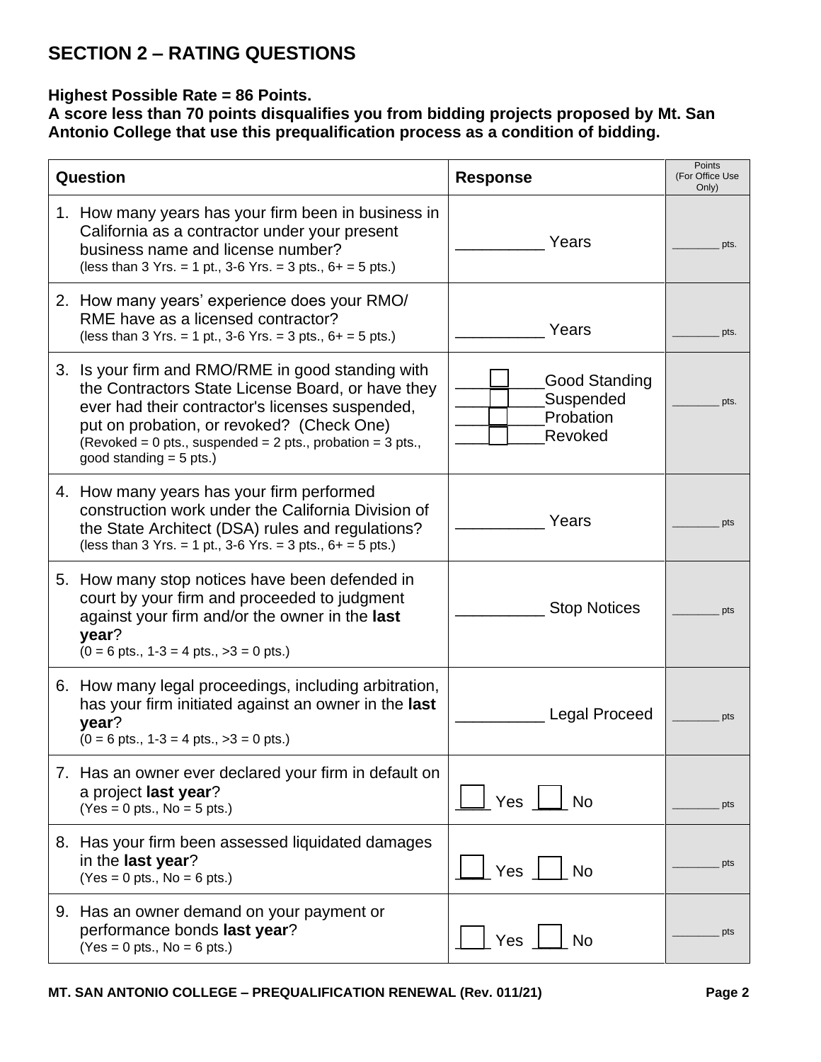## SECTION 2 – RATING QUESTIONS

**Highest Possible Rate = 86 Points.**
**A score less than 70 points disqualifies you from bidding projects proposed by Mt. San Antonio College that use this prequalification process as a condition of bidding.**

| Question | Response | Points (For Office Use Only) |
|---|---|---|
| 1. How many years has your firm been in business in California as a contractor under your present business name and license number? (less than 3 Yrs. = 1 pt., 3-6 Yrs. = 3 pts., 6+ = 5 pts.) | __________ Years | ________ pts. |
| 2. How many years' experience does your RMO/ RME have as a licensed contractor? (less than 3 Yrs. = 1 pt., 3-6 Yrs. = 3 pts., 6+ = 5 pts.) | __________ Years | ________ pts. |
| 3. Is your firm and RMO/RME in good standing with the Contractors State License Board, or have they ever had their contractor's licenses suspended, put on probation, or revoked? (Check One) (Revoked = 0 pts., suspended = 2 pts., probation = 3 pts., good standing = 5 pts.) | ☐ Good Standing<br>☐ Suspended<br>☐ Probation<br>☐ Revoked | ________ pts. |
| 4. How many years has your firm performed construction work under the California Division of the State Architect (DSA) rules and regulations? (less than 3 Yrs. = 1 pt., 3-6 Yrs. = 3 pts., 6+ = 5 pts.) | __________ Years | ________ pts |
| 5. How many stop notices have been defended in court by your firm and proceeded to judgment against your firm and/or the owner in the **last year**? (0 = 6 pts., 1-3 = 4 pts., >3 = 0 pts.) | __________ Stop Notices | ________ pts |
| 6. How many legal proceedings, including arbitration, has your firm initiated against an owner in the **last year**? (0 = 6 pts., 1-3 = 4 pts., >3 = 0 pts.) | __________ Legal Proceed | ________ pts |
| 7. Has an owner ever declared your firm in default on a project **last year**? (Yes = 0 pts., No = 5 pts.) | ☐ Yes ☐ No | ________ pts |
| 8. Has your firm been assessed liquidated damages in the **last year**? (Yes = 0 pts., No = 6 pts.) | ☐ Yes ☐ No | ________ pts |
| 9. Has an owner demand on your payment or performance bonds **last year**? (Yes = 0 pts., No = 6 pts.) | ☐ Yes ☐ No | ________ pts |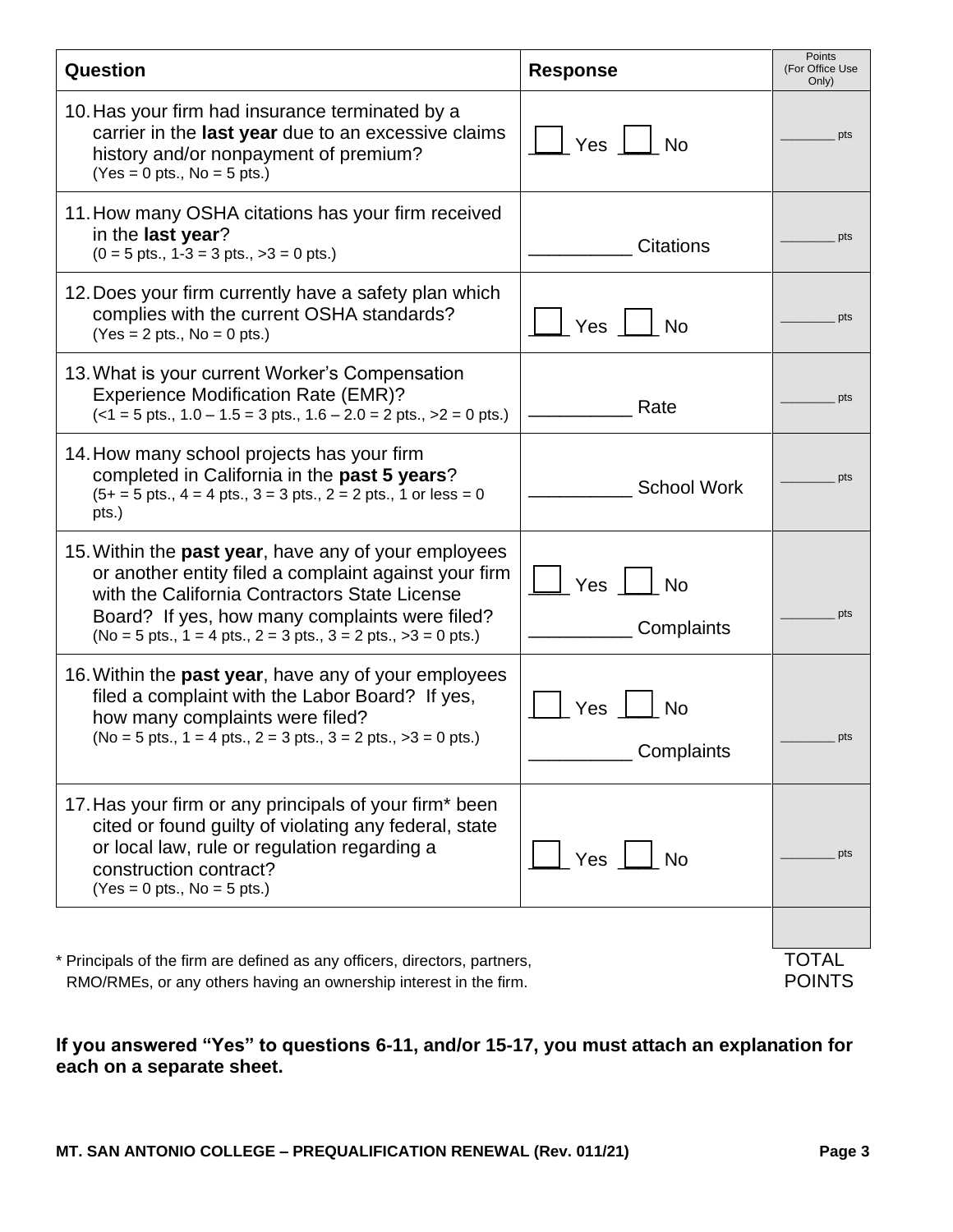| Question | Response | Points (For Office Use Only) |
| --- | --- | --- |
| 10. Has your firm had insurance terminated by a carrier in the **last year** due to an excessive claims history and/or nonpayment of premium? (Yes = 0 pts., No = 5 pts.) | ☐ Yes ☐ No | ________ pts |
| 11. How many OSHA citations has your firm received in the **last year**? (0 = 5 pts., 1-3 = 3 pts., >3 = 0 pts.) | __________ Citations | ________ pts |
| 12. Does your firm currently have a safety plan which complies with the current OSHA standards? (Yes = 2 pts., No = 0 pts.) | ☐ Yes ☐ No | ________ pts |
| 13. What is your current Worker's Compensation Experience Modification Rate (EMR)? (<1 = 5 pts., 1.0 – 1.5 = 3 pts., 1.6 – 2.0 = 2 pts., >2 = 0 pts.) | __________ Rate | ________ pts |
| 14. How many school projects has your firm completed in California in the **past 5 years**? (5+ = 5 pts., 4 = 4 pts., 3 = 3 pts., 2 = 2 pts., 1 or less = 0 pts.) | __________ School Work | ________ pts |
| 15. Within the **past year**, have any of your employees or another entity filed a complaint against your firm with the California Contractors State License Board? If yes, how many complaints were filed? (No = 5 pts., 1 = 4 pts., 2 = 3 pts., 3 = 2 pts., >3 = 0 pts.) | ☐ Yes ☐ No<br>__________ Complaints | ________ pts |
| 16. Within the **past year**, have any of your employees filed a complaint with the Labor Board? If yes, how many complaints were filed? (No = 5 pts., 1 = 4 pts., 2 = 3 pts., 3 = 2 pts., >3 = 0 pts.) | ☐ Yes ☐ No<br>__________ Complaints | ________ pts |
| 17. Has your firm or any principals of your firm* been cited or found guilty of violating any federal, state or local law, rule or regulation regarding a construction contract? (Yes = 0 pts., No = 5 pts.) | ☐ Yes ☐ No | ________ pts |
| | | |
| | | TOTAL POINTS |

* Principals of the firm are defined as any officers, directors, partners, RMO/RMEs, or any others having an ownership interest in the firm.

**If you answered "Yes" to questions 6-11, and/or 15-17, you must attach an explanation for each on a separate sheet.**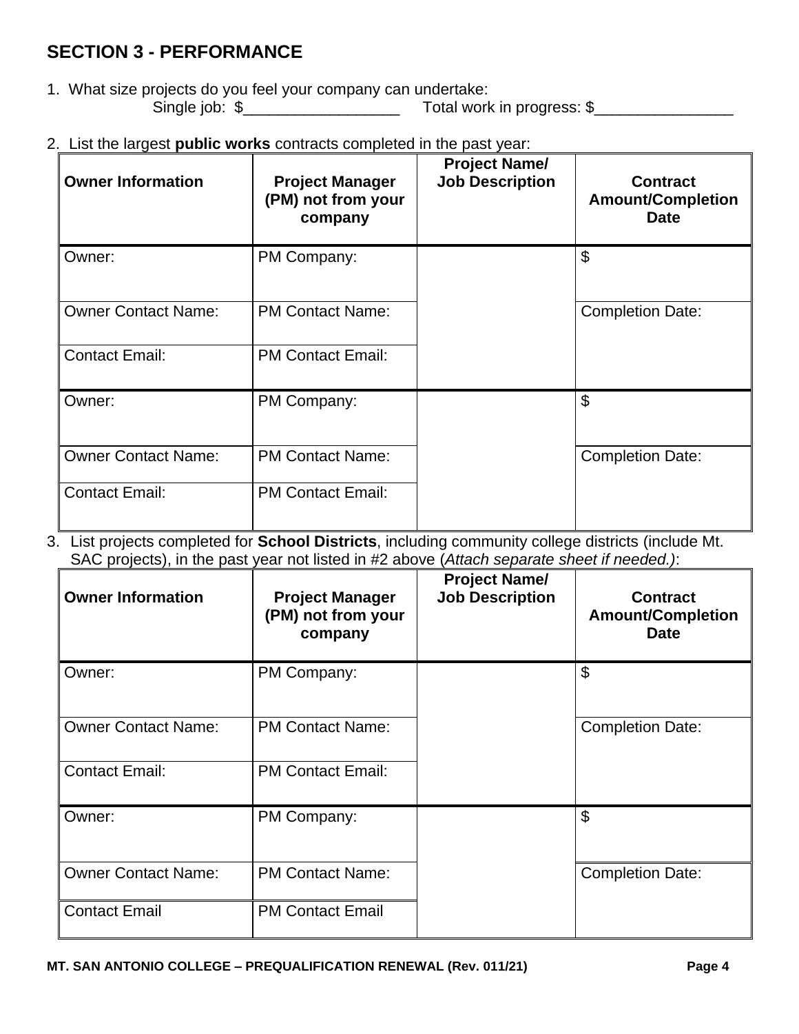## SECTION 3 - PERFORMANCE

1. What size projects do you feel your company can undertake:

   Single job: $__________________ Total work in progress: $________________

2. List the largest **public works** contracts completed in the past year:

| Owner Information | Project Manager (PM) not from your company | Project Name/ Job Description | Contract Amount/Completion Date |
|---|---|---|---|
| Owner: | PM Company: | | $ |
| Owner Contact Name: | PM Contact Name: | | Completion Date: |
| Contact Email: | PM Contact Email: | | |
| Owner: | PM Company: | | $ |
| Owner Contact Name: | PM Contact Name: | | Completion Date: |
| Contact Email: | PM Contact Email: | | |

3. List projects completed for **School Districts**, including community college districts (include Mt. SAC projects), in the past year not listed in #2 above (*Attach separate sheet if needed.)*:

| Owner Information | Project Manager (PM) not from your company | Project Name/ Job Description | Contract Amount/Completion Date |
|---|---|---|---|
| Owner: | PM Company: | | $ |
| Owner Contact Name: | PM Contact Name: | | Completion Date: |
| Contact Email: | PM Contact Email: | | |
| Owner: | PM Company: | | $ |
| Owner Contact Name: | PM Contact Name: | | Completion Date: |
| Contact Email | PM Contact Email | | |

**MT. SAN ANTONIO COLLEGE – PREQUALIFICATION RENEWAL (Rev. 011/21)**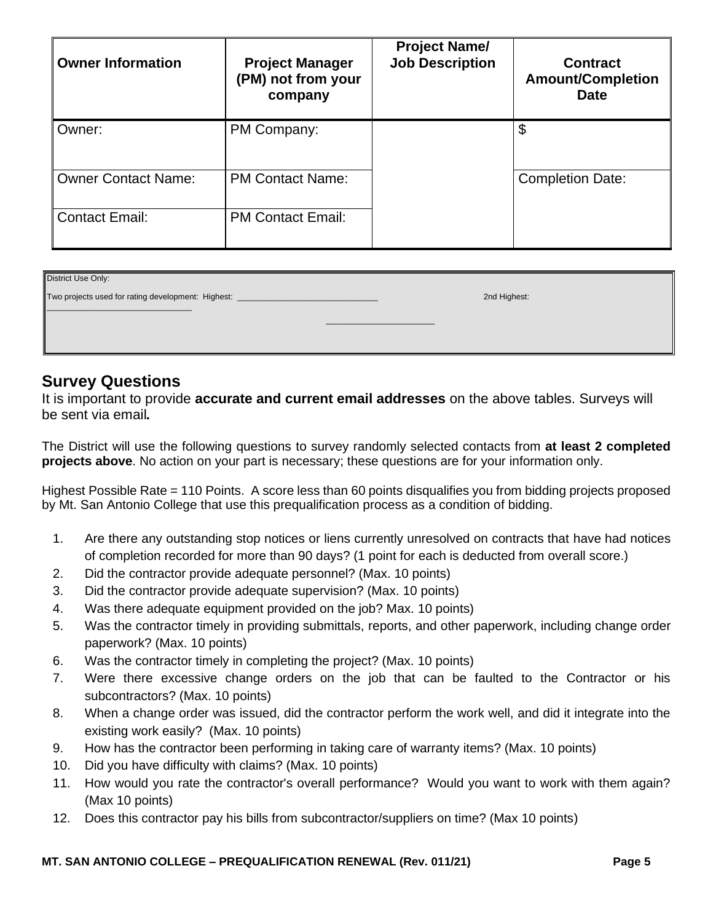| Owner Information | Project Manager (PM) not from your company | Project Name/ Job Description | Contract Amount/Completion Date |
|---|---|---|---|
| Owner: | PM Company: | | $ |
| Owner Contact Name: | PM Contact Name: | | Completion Date: |
| Contact Email: | PM Contact Email: | | |

District Use Only:

Two projects used for rating development: Highest: ____________________________ 2nd Highest: ____________________________

## Survey Questions

It is important to provide **accurate and current email addresses** on the above tables. Surveys will be sent via email**.**

The District will use the following questions to survey randomly selected contacts from **at least 2 completed projects above**. No action on your part is necessary; these questions are for your information only.

Highest Possible Rate = 110 Points. A score less than 60 points disqualifies you from bidding projects proposed by Mt. San Antonio College that use this prequalification process as a condition of bidding.

1. Are there any outstanding stop notices or liens currently unresolved on contracts that have had notices of completion recorded for more than 90 days? (1 point for each is deducted from overall score.)
2. Did the contractor provide adequate personnel? (Max. 10 points)
3. Did the contractor provide adequate supervision? (Max. 10 points)
4. Was there adequate equipment provided on the job? Max. 10 points)
5. Was the contractor timely in providing submittals, reports, and other paperwork, including change order paperwork? (Max. 10 points)
6. Was the contractor timely in completing the project? (Max. 10 points)
7. Were there excessive change orders on the job that can be faulted to the Contractor or his subcontractors? (Max. 10 points)
8. When a change order was issued, did the contractor perform the work well, and did it integrate into the existing work easily? (Max. 10 points)
9. How has the contractor been performing in taking care of warranty items? (Max. 10 points)
10. Did you have difficulty with claims? (Max. 10 points)
11. How would you rate the contractor's overall performance? Would you want to work with them again? (Max 10 points)
12. Does this contractor pay his bills from subcontractor/suppliers on time? (Max 10 points)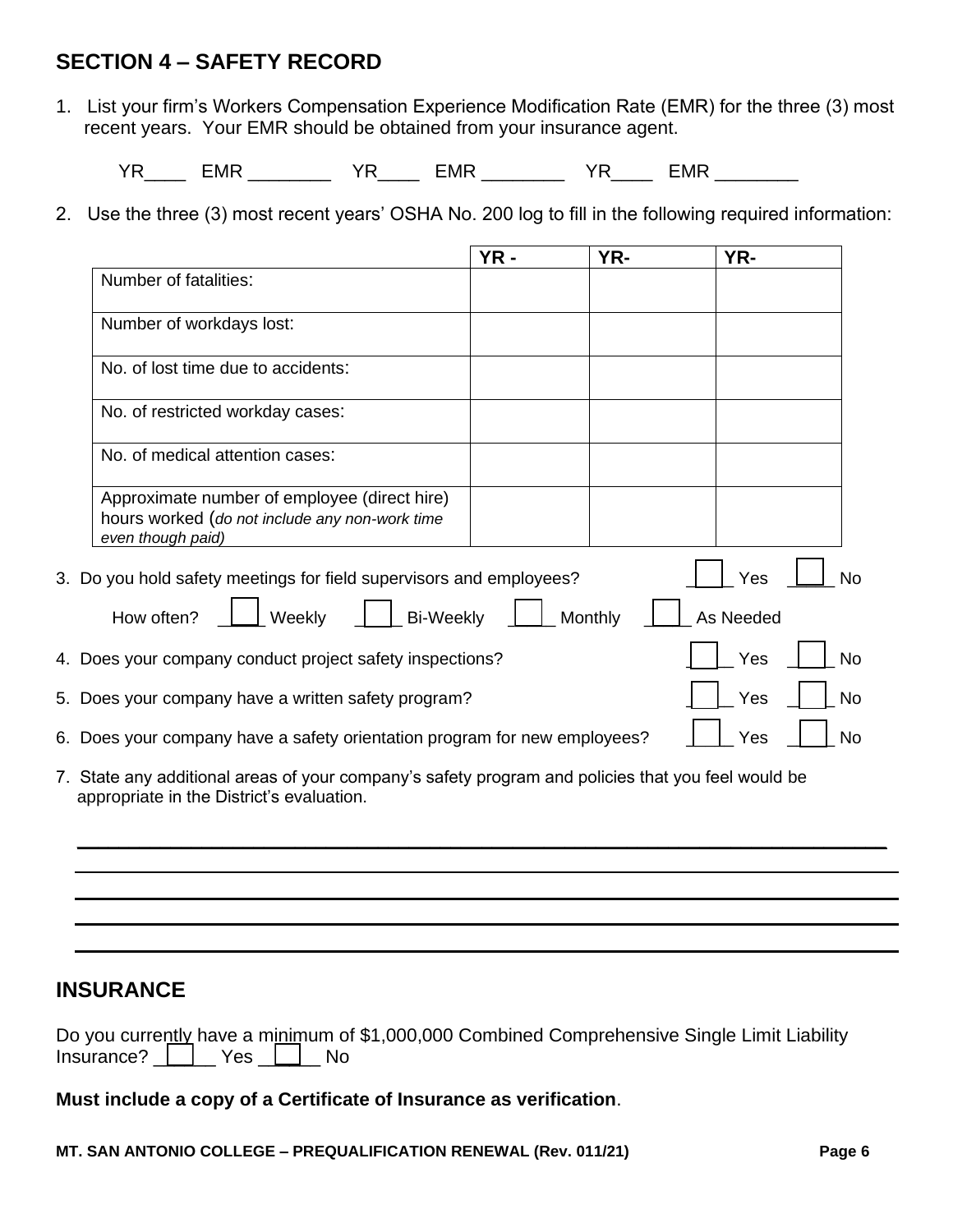## SECTION 4 – SAFETY RECORD

1. List your firm's Workers Compensation Experience Modification Rate (EMR) for the three (3) most recent years. Your EMR should be obtained from your insurance agent.

   YR____ EMR ________ YR____ EMR ________ YR____ EMR ________

2. Use the three (3) most recent years' OSHA No. 200 log to fill in the following required information:

| | YR - | YR- | YR- |
|---|---|---|---|
| Number of fatalities: | | | |
| Number of workdays lost: | | | |
| No. of lost time due to accidents: | | | |
| No. of restricted workday cases: | | | |
| No. of medical attention cases: | | | |
| Approximate number of employee (direct hire) hours worked (*do not include any non-work time even though paid)* | | | |

3. Do you hold safety meetings for field supervisors and employees? ____ Yes ____ No

   How often? ____ Weekly ____ Bi-Weekly ____ Monthly ____ As Needed

4. Does your company conduct project safety inspections? ____ Yes ____ No

5. Does your company have a written safety program? ____ Yes ____ No

6. Does your company have a safety orientation program for new employees? ____ Yes ____ No

7. State any additional areas of your company's safety program and policies that you feel would be appropriate in the District's evaluation.

_______________________________________________________________________________

_______________________________________________________________________________

_______________________________________________________________________________

_______________________________________________________________________________

_______________________________________________________________________________

## INSURANCE

Do you currently have a minimum of $1,000,000 Combined Comprehensive Single Limit Liability Insurance? ______ Yes ______ No

**Must include a copy of a Certificate of Insurance as verification**.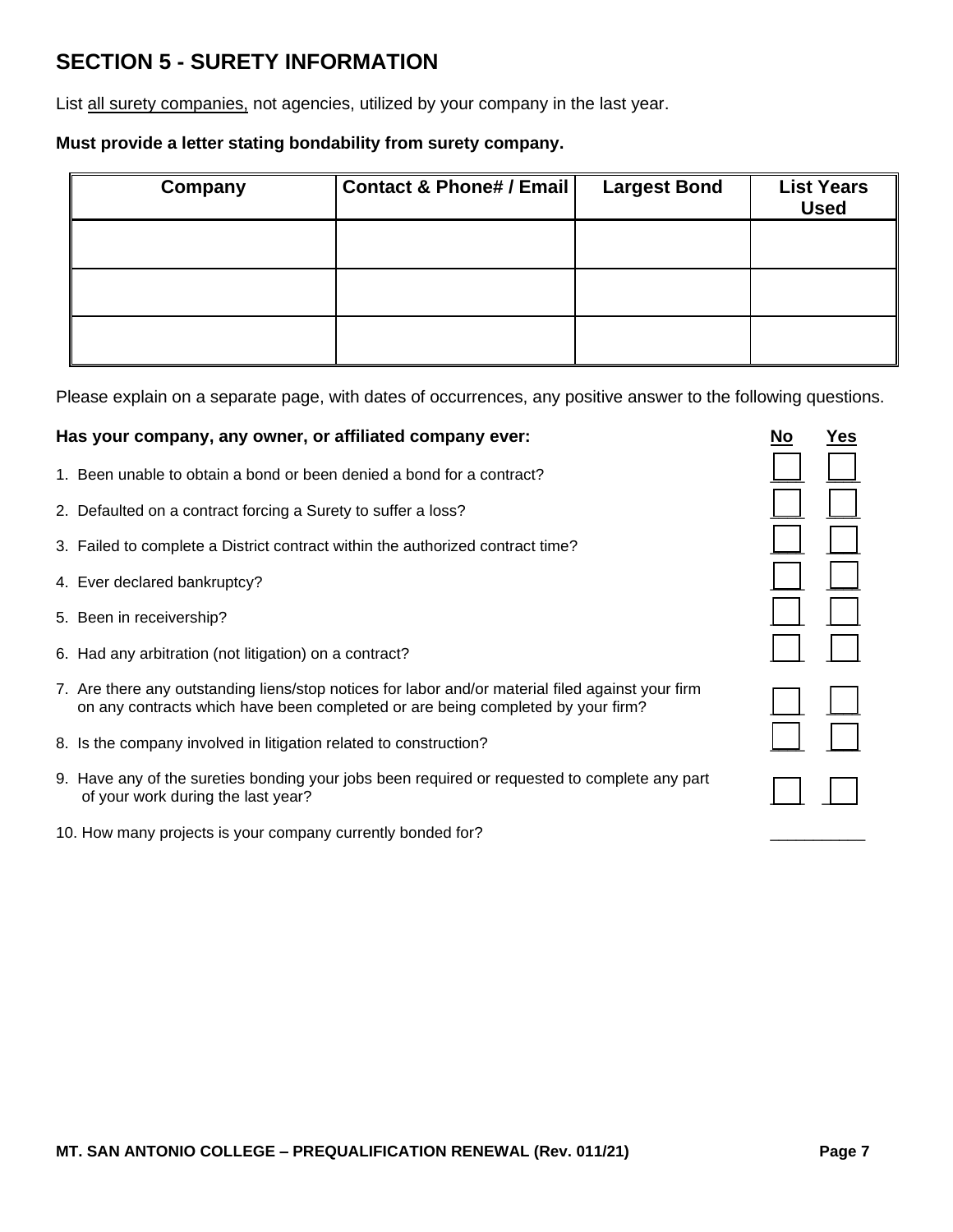## SECTION 5 - SURETY INFORMATION

List all surety companies, not agencies, utilized by your company in the last year.

**Must provide a letter stating bondability from surety company.**

| Company | Contact & Phone# / Email | Largest Bond | List Years Used |
|---|---|---|---|
| | | | |
| | | | |
| | | | |

Please explain on a separate page, with dates of occurrences, any positive answer to the following questions.

| **Has your company, any owner, or affiliated company ever:** | **No** | **Yes** |
|---|---|---|
| 1. Been unable to obtain a bond or been denied a bond for a contract? | ☐ | ☐ |
| 2. Defaulted on a contract forcing a Surety to suffer a loss? | ☐ | ☐ |
| 3. Failed to complete a District contract within the authorized contract time? | ☐ | ☐ |
| 4. Ever declared bankruptcy? | ☐ | ☐ |
| 5. Been in receivership? | ☐ | ☐ |
| 6. Had any arbitration (not litigation) on a contract? | ☐ | ☐ |
| 7. Are there any outstanding liens/stop notices for labor and/or material filed against your firm on any contracts which have been completed or are being completed by your firm? | ☐ | ☐ |
| 8. Is the company involved in litigation related to construction? | ☐ | ☐ |
| 9. Have any of the sureties bonding your jobs been required or requested to complete any part of your work during the last year? | ☐ | ☐ |

10. How many projects is your company currently bonded for? __________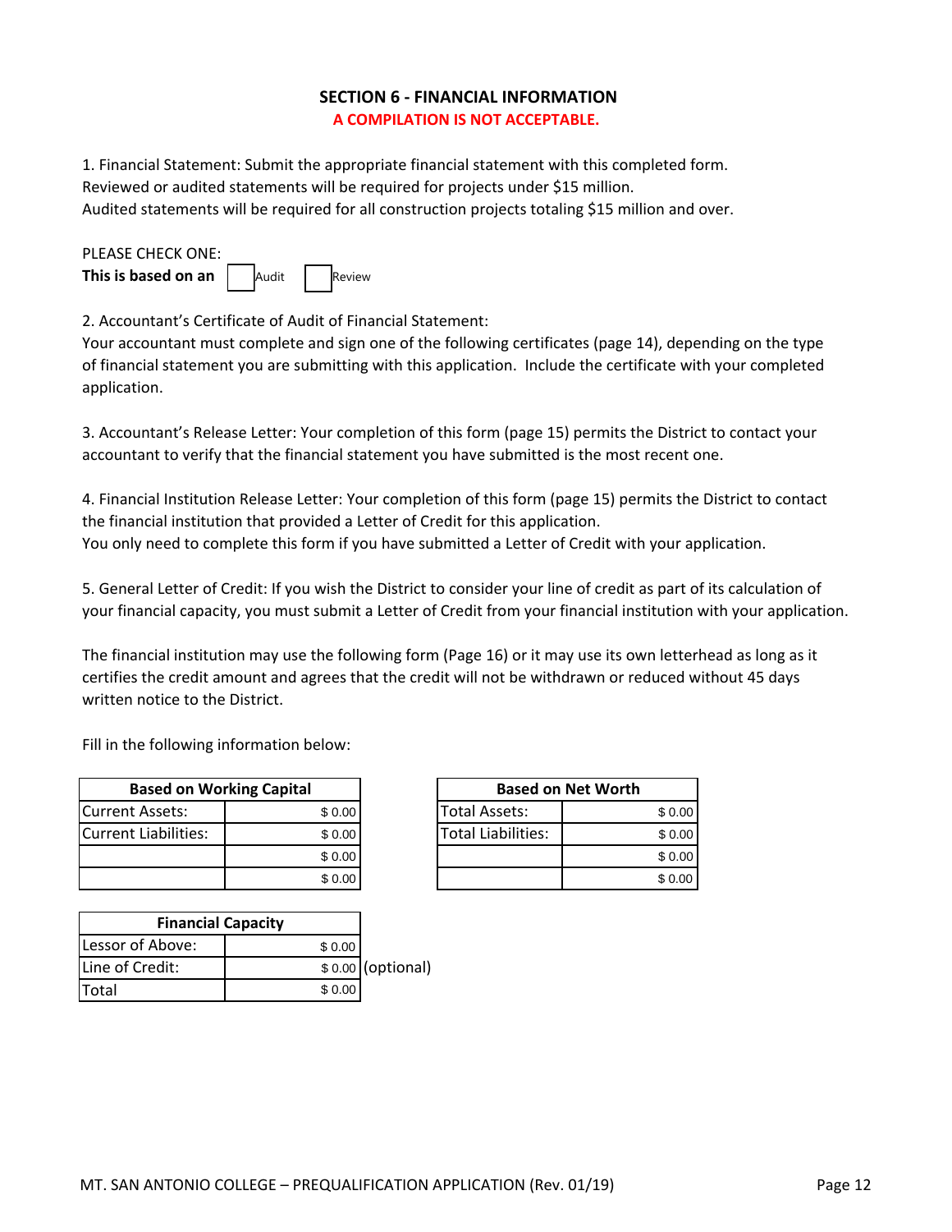## SECTION 6 - FINANCIAL INFORMATION

**A COMPILATION IS NOT ACCEPTABLE.**

1. Financial Statement: Submit the appropriate financial statement with this completed form.
Reviewed or audited statements will be required for projects under $15 million.
Audited statements will be required for all construction projects totaling $15 million and over.

PLEASE CHECK ONE:
**This is based on an** ☐ Audit ☐ Review

2. Accountant's Certificate of Audit of Financial Statement:
Your accountant must complete and sign one of the following certificates (page 14), depending on the type of financial statement you are submitting with this application. Include the certificate with your completed application.

3. Accountant's Release Letter: Your completion of this form (page 15) permits the District to contact your accountant to verify that the financial statement you have submitted is the most recent one.

4. Financial Institution Release Letter: Your completion of this form (page 15) permits the District to contact the financial institution that provided a Letter of Credit for this application.
You only need to complete this form if you have submitted a Letter of Credit with your application.

5. General Letter of Credit: If you wish the District to consider your line of credit as part of its calculation of your financial capacity, you must submit a Letter of Credit from your financial institution with your application.

The financial institution may use the following form (Page 16) or it may use its own letterhead as long as it certifies the credit amount and agrees that the credit will not be withdrawn or reduced without 45 days written notice to the District.

Fill in the following information below:

| Based on Working Capital | |
|---|---|
| Current Assets: | $ 0.00 |
| Current Liabilities: | $ 0.00 |
| | $ 0.00 |
| | $ 0.00 |

| Based on Net Worth | |
|---|---|
| Total Assets: | $ 0.00 |
| Total Liabilities: | $ 0.00 |
| | $ 0.00 |
| | $ 0.00 |

| Financial Capacity | | |
|---|---|---|
| Lessor of Above: | $ 0.00 | |
| Line of Credit: | $ 0.00 | (optional) |
| Total | $ 0.00 | |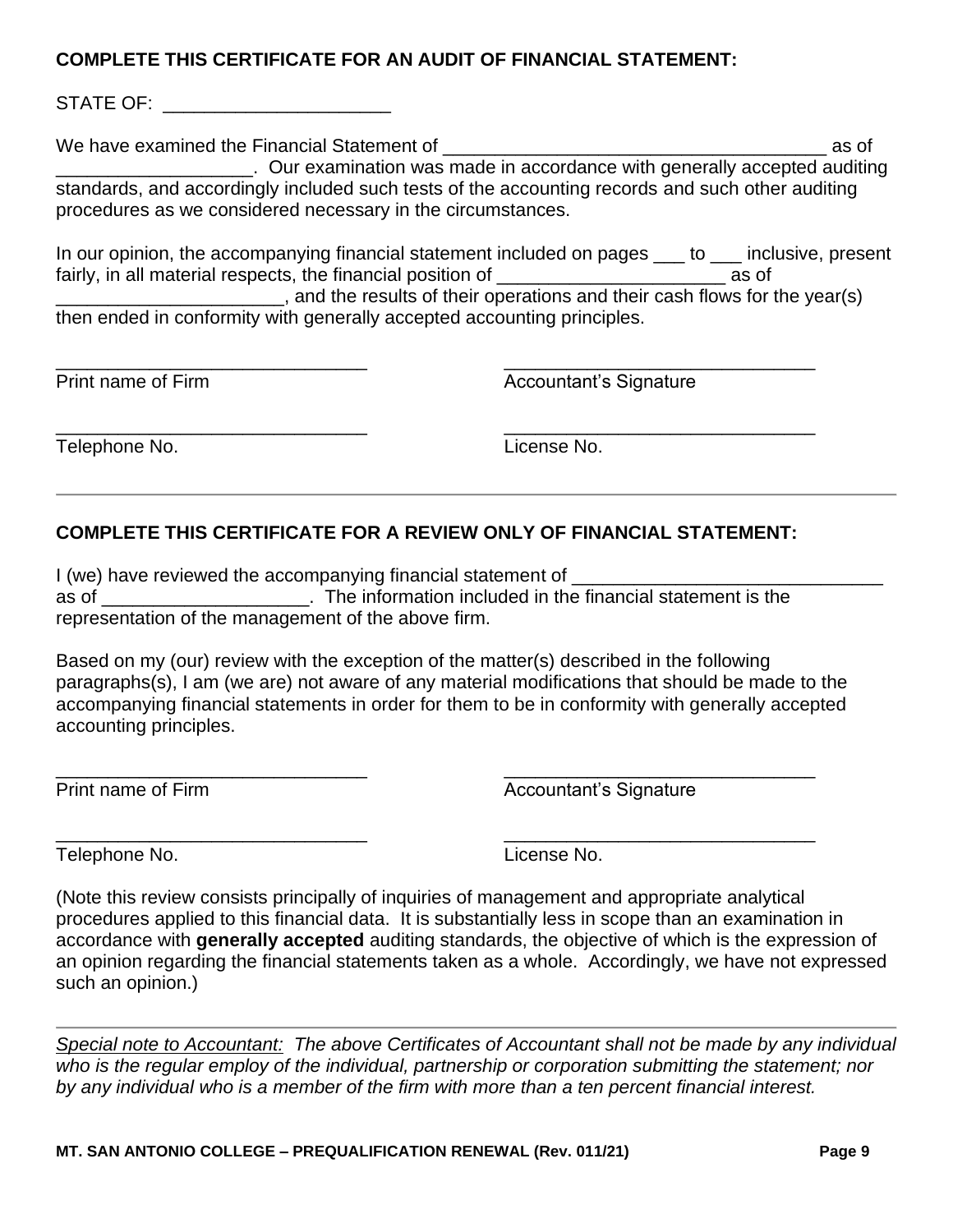**COMPLETE THIS CERTIFICATE FOR AN AUDIT OF FINANCIAL STATEMENT:**

STATE OF: ______________________

We have examined the Financial Statement of _____________________________________ as of ___________________. Our examination was made in accordance with generally accepted auditing standards, and accordingly included such tests of the accounting records and such other auditing procedures as we considered necessary in the circumstances.

In our opinion, the accompanying financial statement included on pages ___ to ___ inclusive, present fairly, in all material respects, the financial position of ______________________ as of ______________________, and the results of their operations and their cash flows for the year(s) then ended in conformity with generally accepted accounting principles.

_______________________________ Print name of Firm

_______________________________ Accountant's Signature

_______________________________ Telephone No.

_______________________________ License No.

---

**COMPLETE THIS CERTIFICATE FOR A REVIEW ONLY OF FINANCIAL STATEMENT:**

I (we) have reviewed the accompanying financial statement of ______________________________ as of ____________________. The information included in the financial statement is the representation of the management of the above firm.

Based on my (our) review with the exception of the matter(s) described in the following paragraphs(s), I am (we are) not aware of any material modifications that should be made to the accompanying financial statements in order for them to be in conformity with generally accepted accounting principles.

_______________________________ Print name of Firm

_______________________________ Accountant's Signature

_______________________________ Telephone No.

_______________________________ License No.

(Note this review consists principally of inquiries of management and appropriate analytical procedures applied to this financial data. It is substantially less in scope than an examination in accordance with **generally accepted** auditing standards, the objective of which is the expression of an opinion regarding the financial statements taken as a whole. Accordingly, we have not expressed such an opinion.)

---

*Special note to Accountant: The above Certificates of Accountant shall not be made by any individual who is the regular employ of the individual, partnership or corporation submitting the statement; nor by any individual who is a member of the firm with more than a ten percent financial interest.*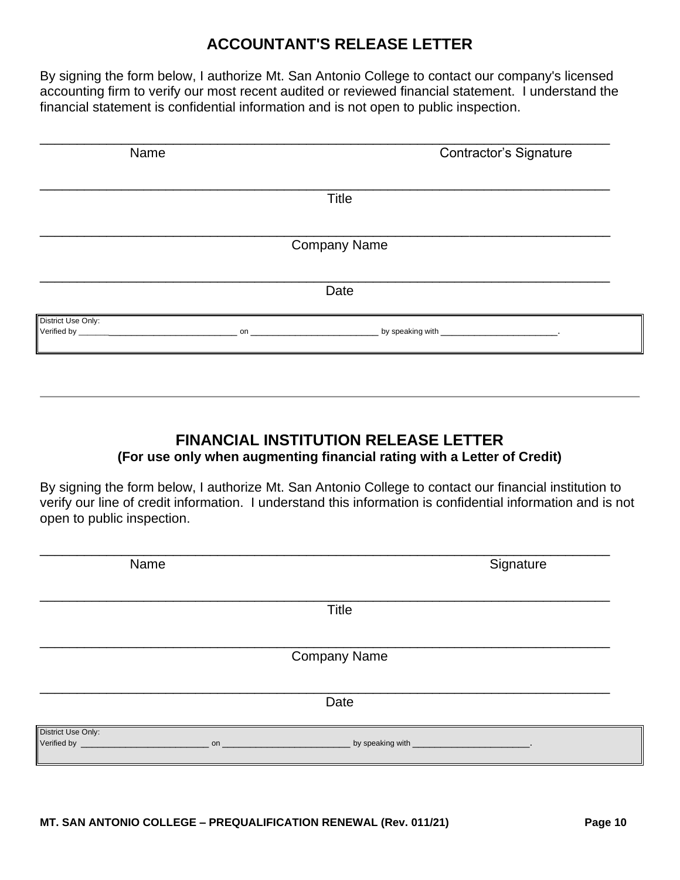# ACCOUNTANT'S RELEASE LETTER

By signing the form below, I authorize Mt. San Antonio College to contact our company's licensed accounting firm to verify our most recent audited or reviewed financial statement. I understand the financial statement is confidential information and is not open to public inspection.

_______________________________________________________________________________

Name                                                                                                   Contractor's Signature

_______________________________________________________________________________

Title

_______________________________________________________________________________

Company Name

_______________________________________________________________________________

Date

District Use Only:
Verified by ____________________________________ on ___________________________ by speaking with _________________________.

---

# FINANCIAL INSTITUTION RELEASE LETTER

**(For use only when augmenting financial rating with a Letter of Credit)**

By signing the form below, I authorize Mt. San Antonio College to contact our financial institution to verify our line of credit information. I understand this information is confidential information and is not open to public inspection.

_______________________________________________________________________________

Name                                                                                                   Signature

_______________________________________________________________________________

Title

_______________________________________________________________________________

Company Name

_______________________________________________________________________________

Date

District Use Only:
Verified by ___________________________ on ___________________________ by speaking with _________________________.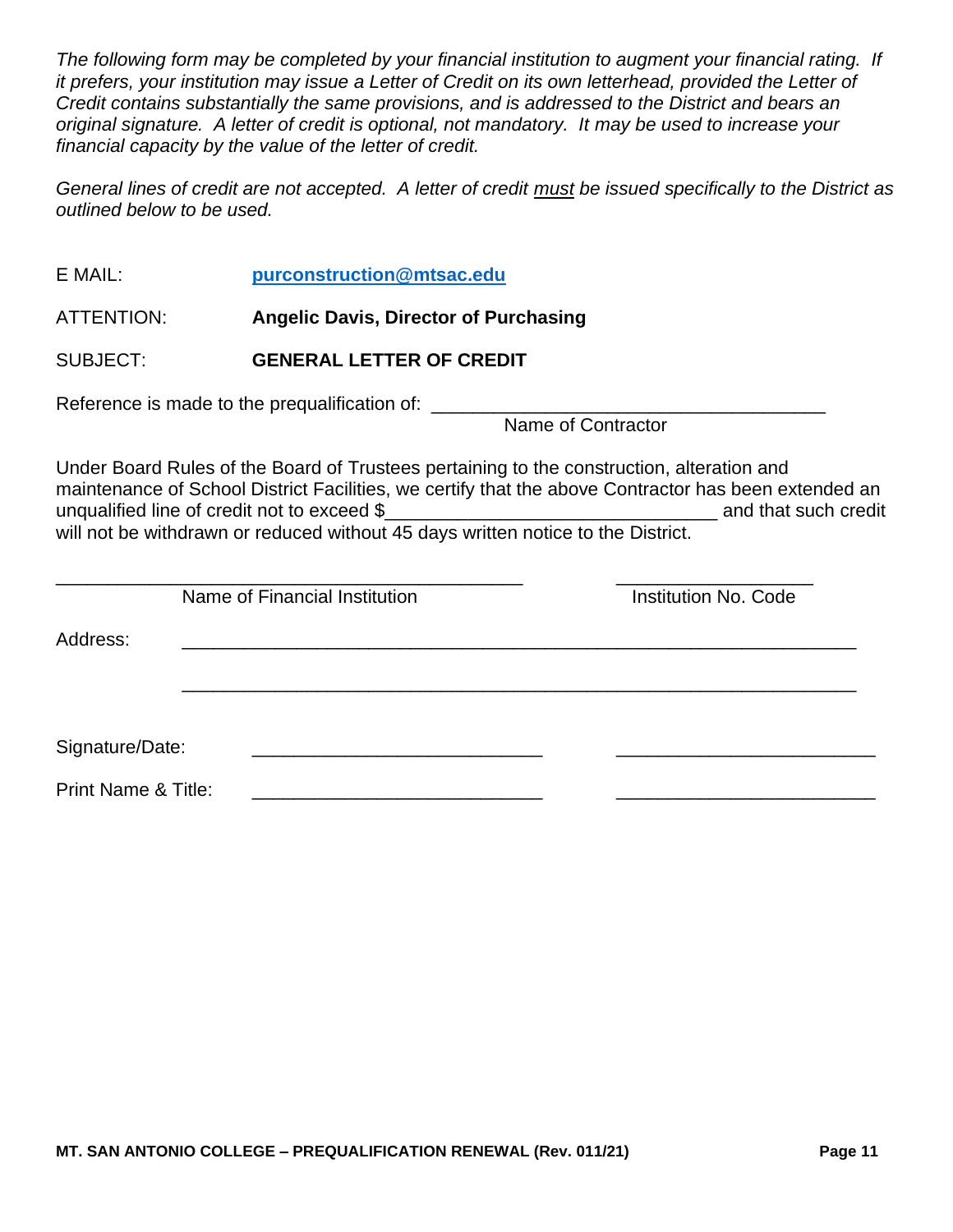*The following form may be completed by your financial institution to augment your financial rating. If it prefers, your institution may issue a Letter of Credit on its own letterhead, provided the Letter of Credit contains substantially the same provisions, and is addressed to the District and bears an original signature. A letter of credit is optional, not mandatory. It may be used to increase your financial capacity by the value of the letter of credit.*

*General lines of credit are not accepted. A letter of credit <u>must</u> be issued specifically to the District as outlined below to be used.*

E MAIL: **purconstruction@mtsac.edu**

ATTENTION: **Angelic Davis, Director of Purchasing**

SUBJECT: **GENERAL LETTER OF CREDIT**

Reference is made to the prequalification of: ______________________________________
Name of Contractor

Under Board Rules of the Board of Trustees pertaining to the construction, alteration and maintenance of School District Facilities, we certify that the above Contractor has been extended an unqualified line of credit not to exceed $_______________________________ and that such credit will not be withdrawn or reduced without 45 days written notice to the District.

_____________________________________________ ___________________
Name of Financial Institution Institution No. Code

Address: _________________________________________________________________

_________________________________________________________________

Signature/Date: ____________________________ _________________________

Print Name & Title: ____________________________ _________________________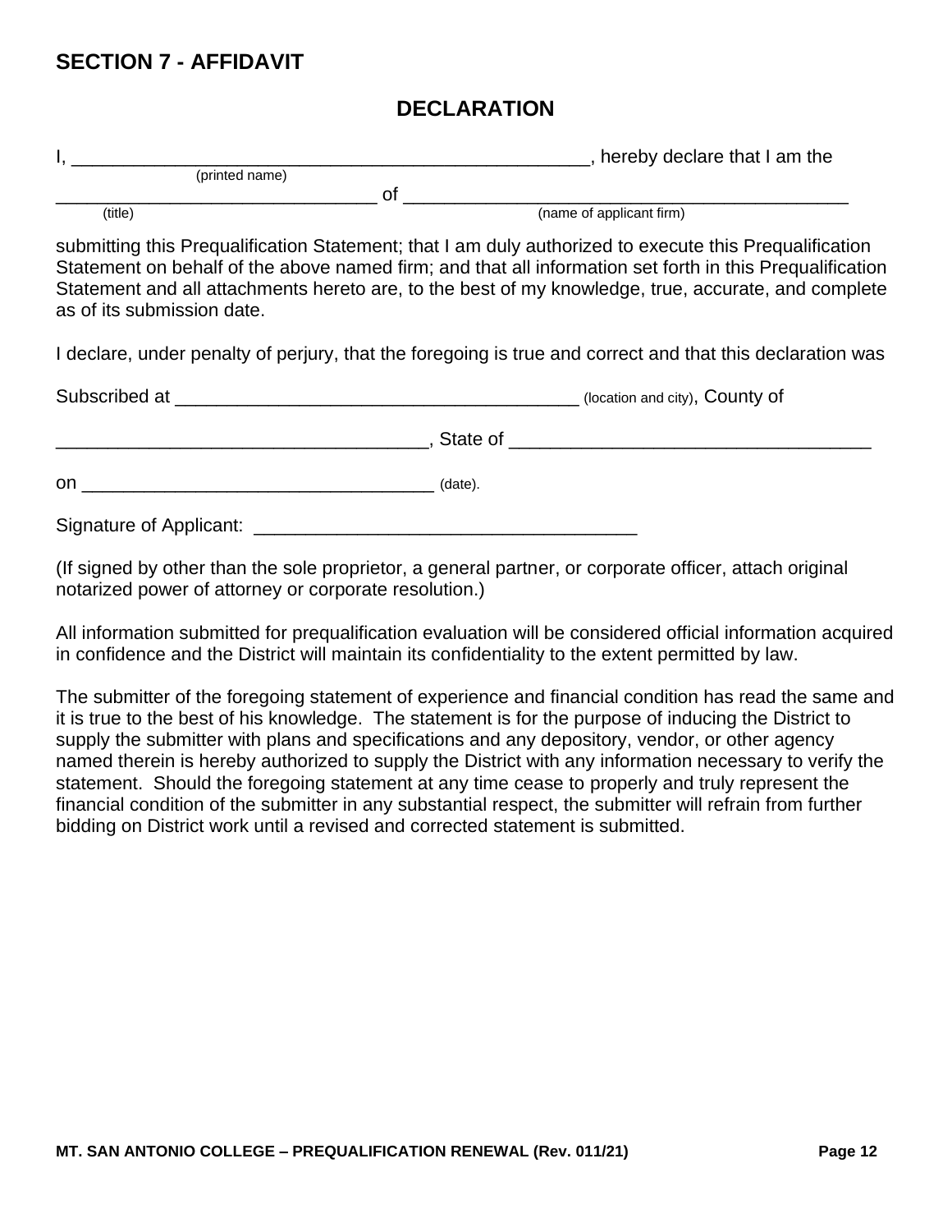## SECTION 7 - AFFIDAVIT

### DECLARATION

I, ______________________________________________________, hereby declare that I am the
(printed name)

_________________________________ of ______________________________________________
(title) (name of applicant firm)

submitting this Prequalification Statement; that I am duly authorized to execute this Prequalification Statement on behalf of the above named firm; and that all information set forth in this Prequalification Statement and all attachments hereto are, to the best of my knowledge, true, accurate, and complete as of its submission date.

I declare, under penalty of perjury, that the foregoing is true and correct and that this declaration was

Subscribed at __________________________________________ (location and city), County of

______________________________________, State of ____________________________________

on ____________________________________ (date).

Signature of Applicant: ______________________________________

(If signed by other than the sole proprietor, a general partner, or corporate officer, attach original notarized power of attorney or corporate resolution.)

All information submitted for prequalification evaluation will be considered official information acquired in confidence and the District will maintain its confidentiality to the extent permitted by law.

The submitter of the foregoing statement of experience and financial condition has read the same and it is true to the best of his knowledge. The statement is for the purpose of inducing the District to supply the submitter with plans and specifications and any depository, vendor, or other agency named therein is hereby authorized to supply the District with any information necessary to verify the statement. Should the foregoing statement at any time cease to properly and truly represent the financial condition of the submitter in any substantial respect, the submitter will refrain from further bidding on District work until a revised and corrected statement is submitted.